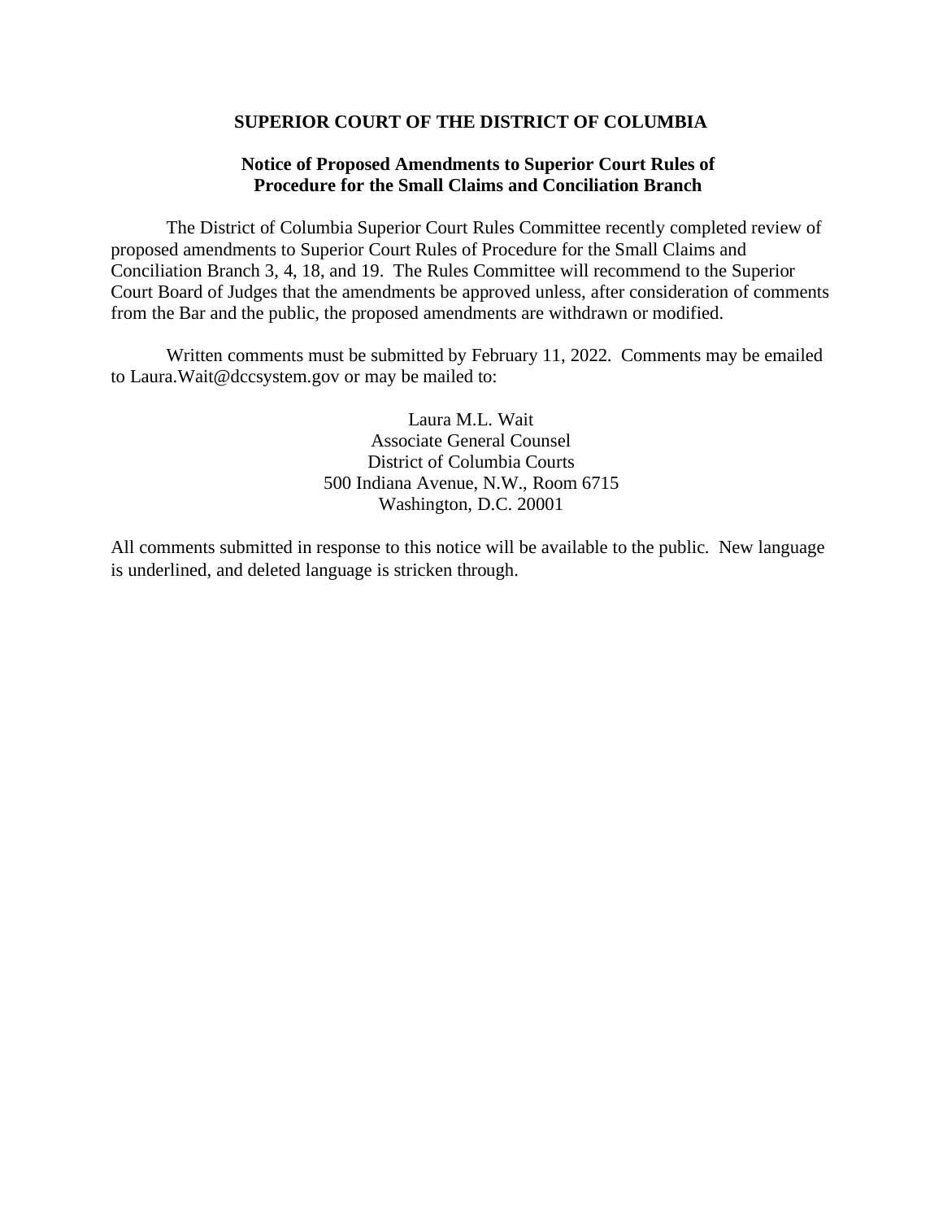**SUPERIOR COURT OF THE DISTRICT OF COLUMBIA**

**Notice of Proposed Amendments to Superior Court Rules of Procedure for the Small Claims and Conciliation Branch**

The District of Columbia Superior Court Rules Committee recently completed review of proposed amendments to Superior Court Rules of Procedure for the Small Claims and Conciliation Branch 3, 4, 18, and 19. The Rules Committee will recommend to the Superior Court Board of Judges that the amendments be approved unless, after consideration of comments from the Bar and the public, the proposed amendments are withdrawn or modified.

Written comments must be submitted by February 11, 2022. Comments may be emailed to Laura.Wait@dccsystem.gov or may be mailed to:

Laura M.L. Wait
Associate General Counsel
District of Columbia Courts
500 Indiana Avenue, N.W., Room 6715
Washington, D.C. 20001

All comments submitted in response to this notice will be available to the public. New language is underlined, and deleted language is stricken through.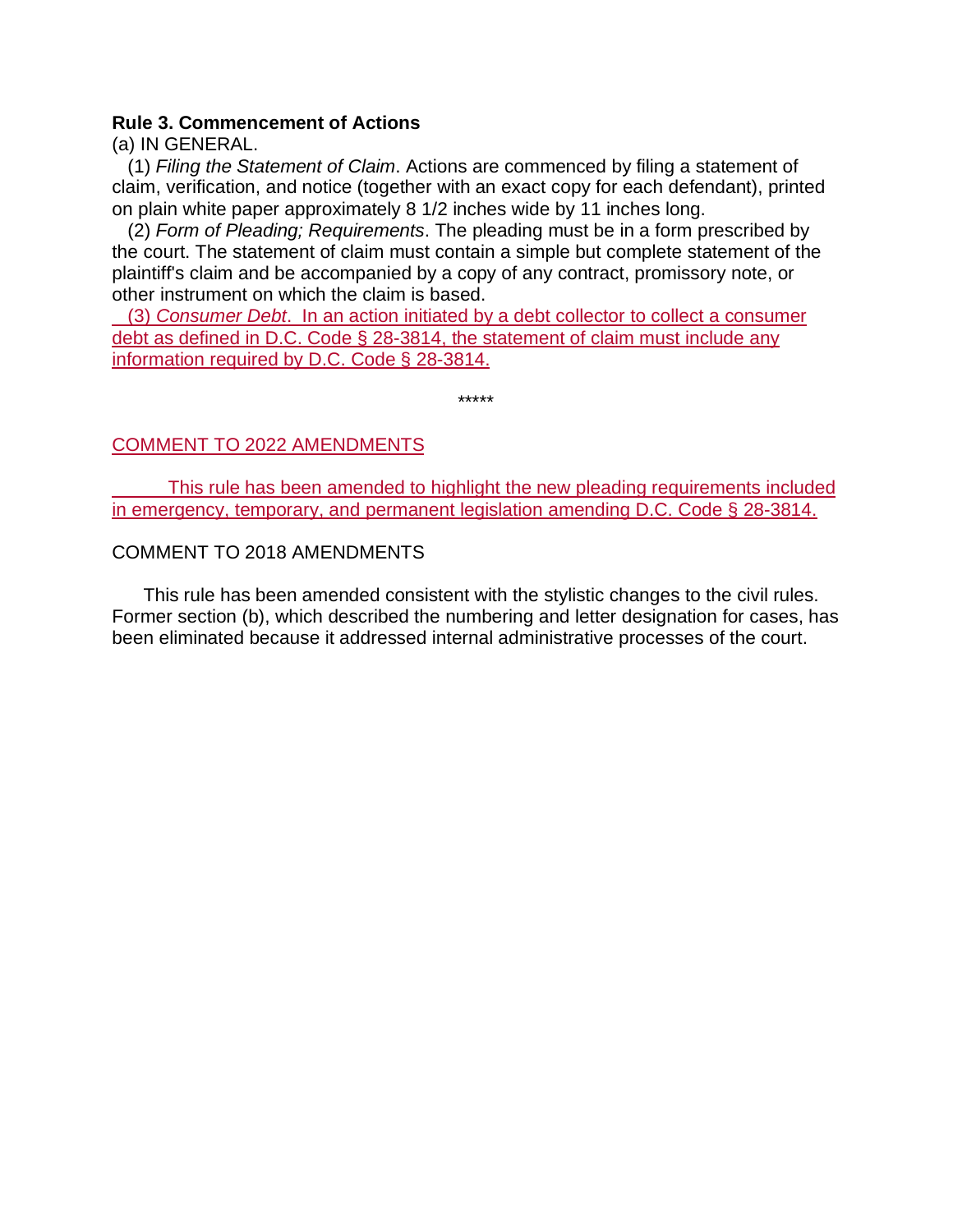**Rule 3. Commencement of Actions**

(a) IN GENERAL.

(1) *Filing the Statement of Claim*. Actions are commenced by filing a statement of claim, verification, and notice (together with an exact copy for each defendant), printed on plain white paper approximately 8 1/2 inches wide by 11 inches long.

(2) *Form of Pleading; Requirements*. The pleading must be in a form prescribed by the court. The statement of claim must contain a simple but complete statement of the plaintiff's claim and be accompanied by a copy of any contract, promissory note, or other instrument on which the claim is based.

(3) *Consumer Debt*. In an action initiated by a debt collector to collect a consumer debt as defined in D.C. Code § 28-3814, the statement of claim must include any information required by D.C. Code § 28-3814.

*****

COMMENT TO 2022 AMENDMENTS

This rule has been amended to highlight the new pleading requirements included in emergency, temporary, and permanent legislation amending D.C. Code § 28-3814.

COMMENT TO 2018 AMENDMENTS

This rule has been amended consistent with the stylistic changes to the civil rules. Former section (b), which described the numbering and letter designation for cases, has been eliminated because it addressed internal administrative processes of the court.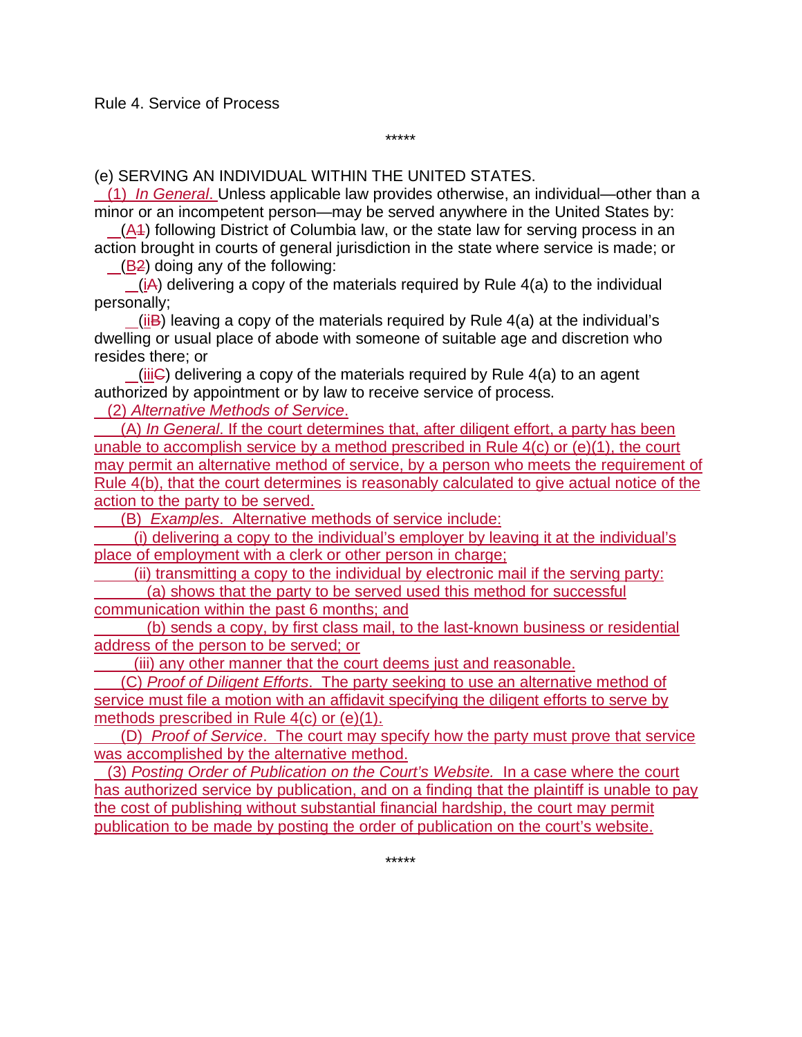Rule 4. Service of Process

\*\*\*\*\*

(e) SERVING AN INDIVIDUAL WITHIN THE UNITED STATES.

(1) *In General.* Unless applicable law provides otherwise, an individual—other than a minor or an incompetent person—may be served anywhere in the United States by:

(A1) following District of Columbia law, or the state law for serving process in an action brought in courts of general jurisdiction in the state where service is made; or

(B2) doing any of the following:

(iA) delivering a copy of the materials required by Rule 4(a) to the individual personally;

(iiB) leaving a copy of the materials required by Rule 4(a) at the individual's dwelling or usual place of abode with someone of suitable age and discretion who resides there; or

(iiiC) delivering a copy of the materials required by Rule 4(a) to an agent authorized by appointment or by law to receive service of process.

(2) *Alternative Methods of Service.*

(A) *In General.* If the court determines that, after diligent effort, a party has been unable to accomplish service by a method prescribed in Rule 4(c) or (e)(1), the court may permit an alternative method of service, by a person who meets the requirement of Rule 4(b), that the court determines is reasonably calculated to give actual notice of the action to the party to be served.

(B) *Examples.* Alternative methods of service include:

(i) delivering a copy to the individual's employer by leaving it at the individual's place of employment with a clerk or other person in charge;

(ii) transmitting a copy to the individual by electronic mail if the serving party:

(a) shows that the party to be served used this method for successful communication within the past 6 months; and

(b) sends a copy, by first class mail, to the last-known business or residential address of the person to be served; or

(iii) any other manner that the court deems just and reasonable.

(C) *Proof of Diligent Efforts.* The party seeking to use an alternative method of service must file a motion with an affidavit specifying the diligent efforts to serve by methods prescribed in Rule 4(c) or (e)(1).

(D) *Proof of Service.* The court may specify how the party must prove that service was accomplished by the alternative method.

(3) *Posting Order of Publication on the Court's Website.* In a case where the court has authorized service by publication, and on a finding that the plaintiff is unable to pay the cost of publishing without substantial financial hardship, the court may permit publication to be made by posting the order of publication on the court's website.

\*\*\*\*\*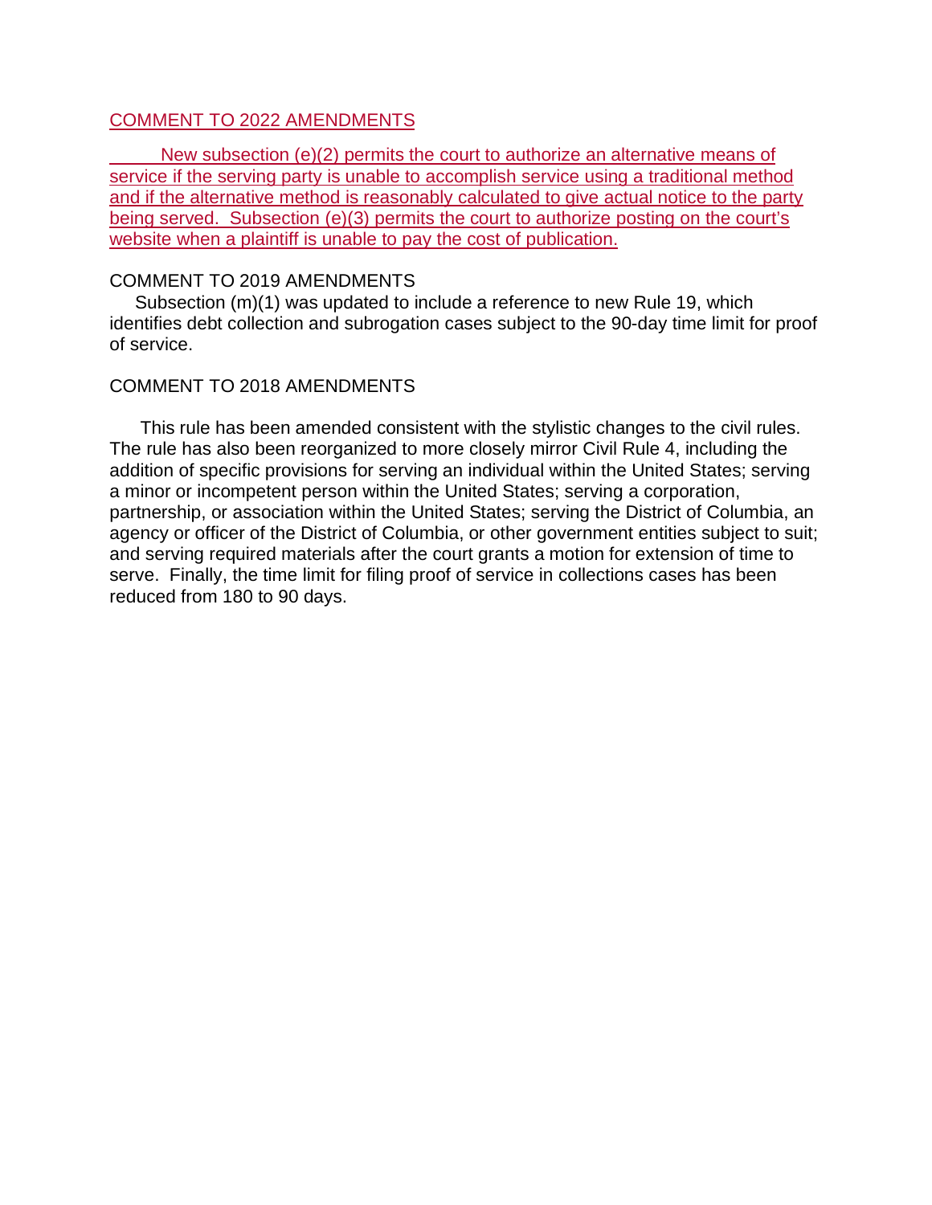COMMENT TO 2022 AMENDMENTS

New subsection (e)(2) permits the court to authorize an alternative means of service if the serving party is unable to accomplish service using a traditional method and if the alternative method is reasonably calculated to give actual notice to the party being served. Subsection (e)(3) permits the court to authorize posting on the court's website when a plaintiff is unable to pay the cost of publication.

COMMENT TO 2019 AMENDMENTS

Subsection (m)(1) was updated to include a reference to new Rule 19, which identifies debt collection and subrogation cases subject to the 90-day time limit for proof of service.

COMMENT TO 2018 AMENDMENTS

This rule has been amended consistent with the stylistic changes to the civil rules. The rule has also been reorganized to more closely mirror Civil Rule 4, including the addition of specific provisions for serving an individual within the United States; serving a minor or incompetent person within the United States; serving a corporation, partnership, or association within the United States; serving the District of Columbia, an agency or officer of the District of Columbia, or other government entities subject to suit; and serving required materials after the court grants a motion for extension of time to serve. Finally, the time limit for filing proof of service in collections cases has been reduced from 180 to 90 days.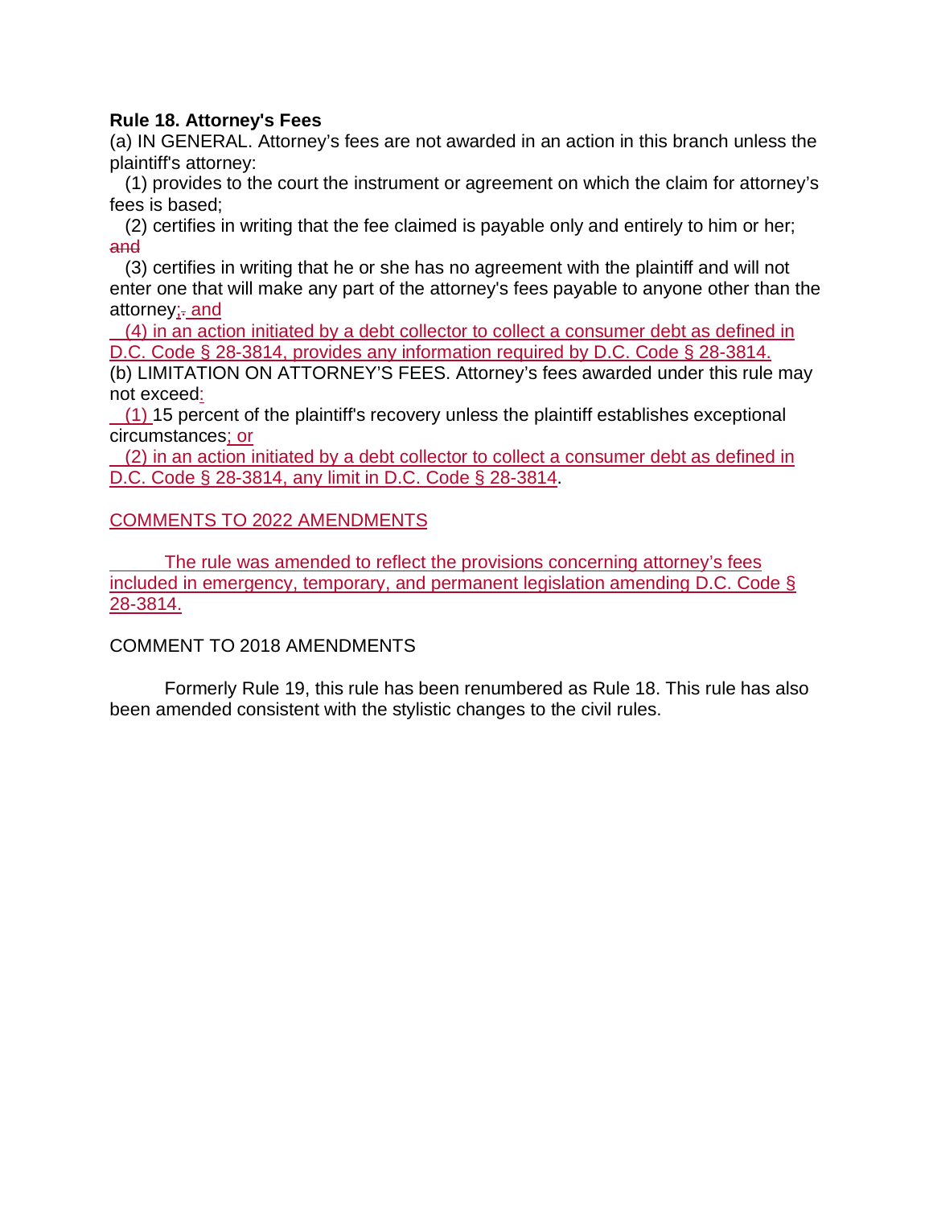**Rule 18. Attorney's Fees**

(a) IN GENERAL. Attorney's fees are not awarded in an action in this branch unless the plaintiff's attorney:

(1) provides to the court the instrument or agreement on which the claim for attorney's fees is based;

(2) certifies in writing that the fee claimed is payable only and entirely to him or her; ~~and~~

(3) certifies in writing that he or she has no agreement with the plaintiff and will not enter one that will make any part of the attorney's fees payable to anyone other than the attorney; ~~.~~ and

(4) in an action initiated by a debt collector to collect a consumer debt as defined in D.C. Code § 28-3814, provides any information required by D.C. Code § 28-3814.

(b) LIMITATION ON ATTORNEY'S FEES. Attorney's fees awarded under this rule may not exceed:

(1) 15 percent of the plaintiff's recovery unless the plaintiff establishes exceptional circumstances; or

(2) in an action initiated by a debt collector to collect a consumer debt as defined in D.C. Code § 28-3814, any limit in D.C. Code § 28-3814.

COMMENTS TO 2022 AMENDMENTS

The rule was amended to reflect the provisions concerning attorney's fees included in emergency, temporary, and permanent legislation amending D.C. Code § 28-3814.

COMMENT TO 2018 AMENDMENTS

Formerly Rule 19, this rule has been renumbered as Rule 18. This rule has also been amended consistent with the stylistic changes to the civil rules.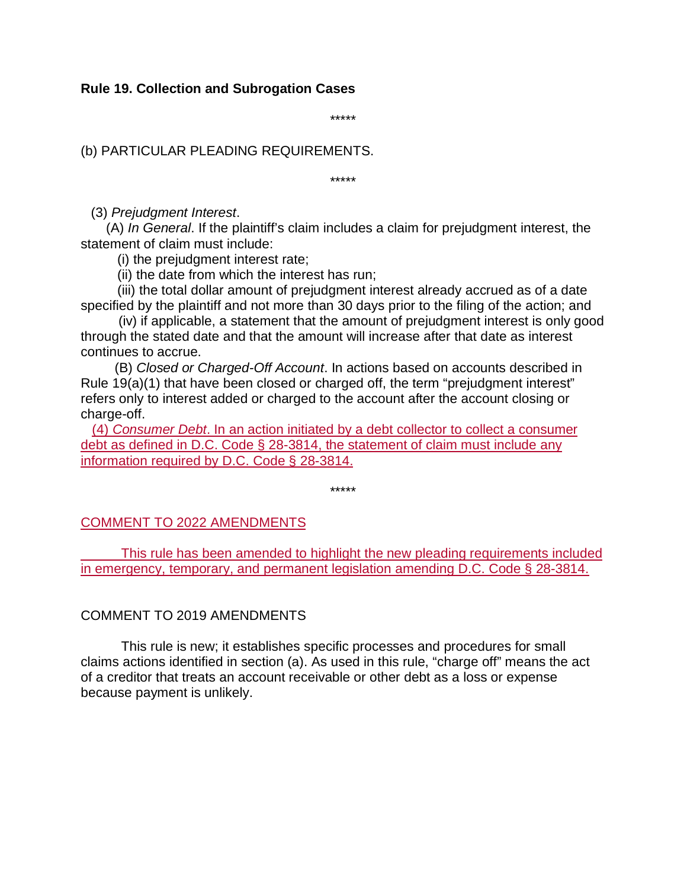**Rule 19. Collection and Subrogation Cases**

*****

(b) PARTICULAR PLEADING REQUIREMENTS.

*****

(3) *Prejudgment Interest*.

(A) *In General*. If the plaintiff's claim includes a claim for prejudgment interest, the statement of claim must include:

(i) the prejudgment interest rate;

(ii) the date from which the interest has run;

(iii) the total dollar amount of prejudgment interest already accrued as of a date specified by the plaintiff and not more than 30 days prior to the filing of the action; and

(iv) if applicable, a statement that the amount of prejudgment interest is only good through the stated date and that the amount will increase after that date as interest continues to accrue.

(B) *Closed or Charged-Off Account*. In actions based on accounts described in Rule 19(a)(1) that have been closed or charged off, the term "prejudgment interest" refers only to interest added or charged to the account after the account closing or charge-off.

(4) *Consumer Debt*. In an action initiated by a debt collector to collect a consumer debt as defined in D.C. Code § 28-3814, the statement of claim must include any information required by D.C. Code § 28-3814.

*****

COMMENT TO 2022 AMENDMENTS

This rule has been amended to highlight the new pleading requirements included in emergency, temporary, and permanent legislation amending D.C. Code § 28-3814.

COMMENT TO 2019 AMENDMENTS

This rule is new; it establishes specific processes and procedures for small claims actions identified in section (a). As used in this rule, "charge off" means the act of a creditor that treats an account receivable or other debt as a loss or expense because payment is unlikely.